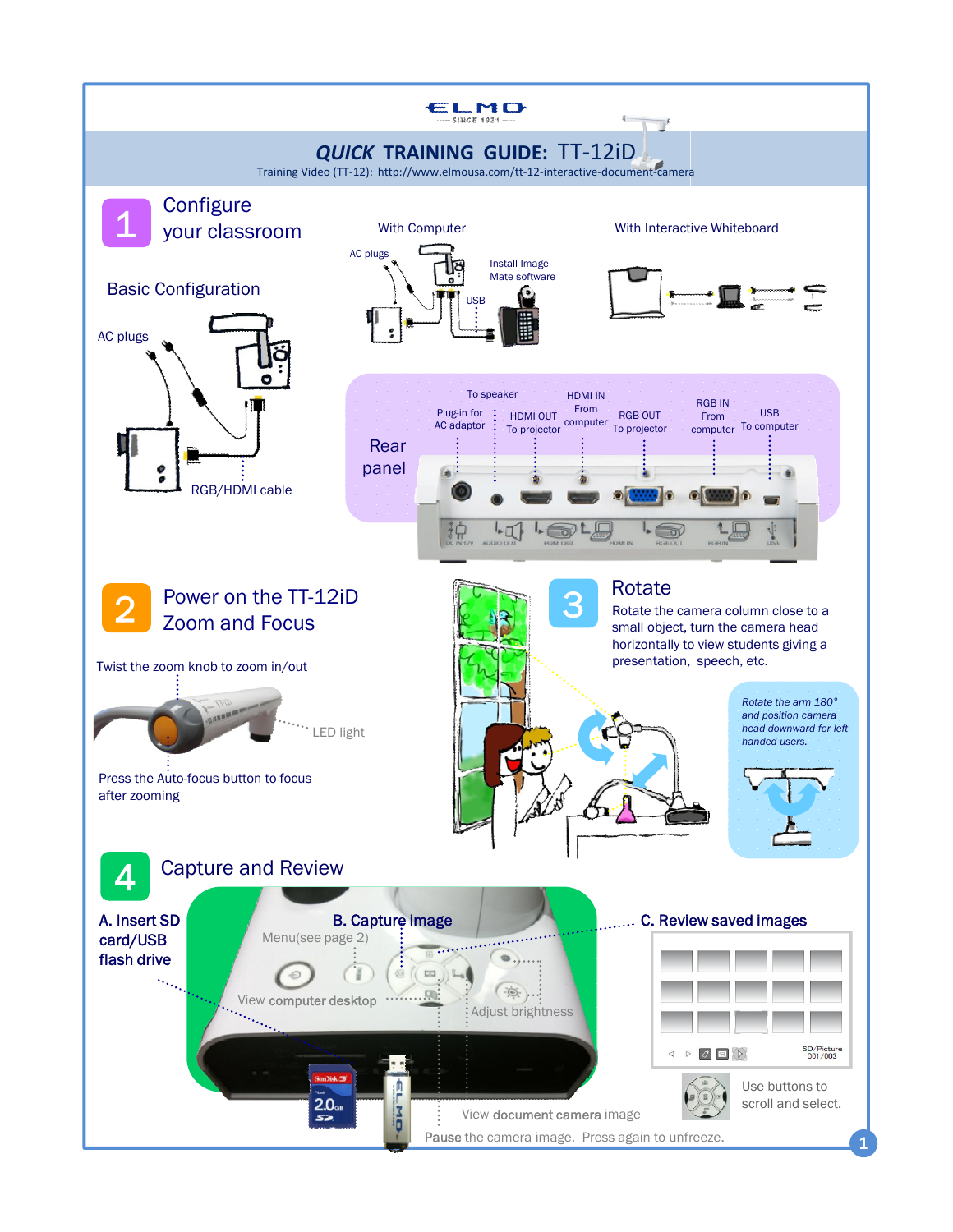ELMO
SINCE 1921

# *QUICK* TRAINING GUIDE: TT-12iD

Training Video (TT-12): http://www.elmousa.com/tt-12-interactive-document-camera

## 1 Configure your classroom

### Basic Configuration

AC plugs

RGB/HDMI cable

### With Computer

AC plugs

Install Image Mate software

USB

### With Interactive Whiteboard

### Rear panel

- Plug-in for AC adaptor
- To speaker
- HDMI OUT To projector
- HDMI IN From computer
- RGB OUT To projector
- RGB IN From computer
- USB To computer

## 2 Power on the TT-12iD Zoom and Focus

Twist the zoom knob to zoom in/out

LED light

Press the Auto-focus button to focus after zooming

## 3 Rotate

Rotate the camera column close to a small object, turn the camera head horizontally to view students giving a presentation, speech, etc.

*Rotate the arm 180° and position camera head downward for left-handed users.*

## 4 Capture and Review

**A. Insert SD card/USB flash drive**

**B. Capture image**

Menu(see page 2)

View **computer** desktop

Adjust brightness

View **document camera** image

**Pause** the camera image. Press again to unfreeze.

**C. Review saved images**

SD/Picture 001/003

Use buttons to scroll and select.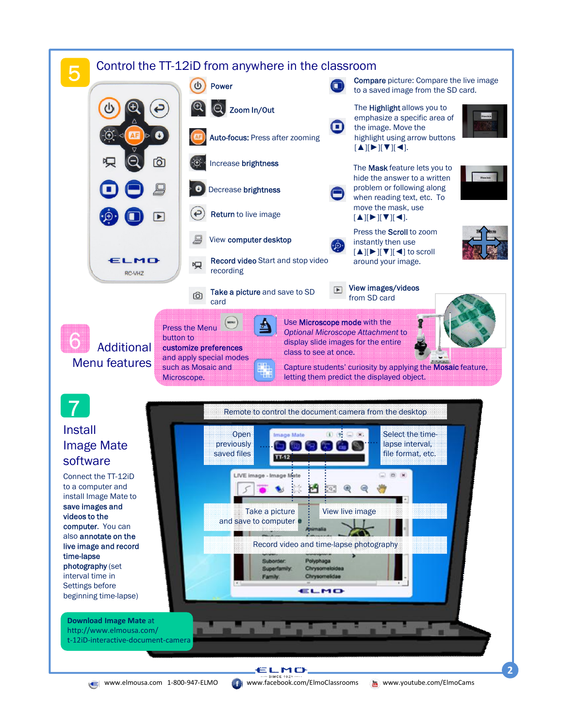## 5 Control the TT-12iD from anywhere in the classroom

- **Power**
- **Zoom In/Out**
- **Auto-focus:** Press after zooming
- Increase **brightness**
- Decrease **brightness**
- **Return** to live image
- View **computer desktop**
- **Record video** Start and stop video recording
- **Take a picture** and save to SD card

- **Compare** picture: Compare the live image to a saved image from the SD card.
- The **Highlight** allows you to emphasize a specific area of the image. Move the highlight using arrow buttons [▲][►][▼][◄].
- The **Mask** feature lets you to hide the answer to a written problem or following along when reading text, etc. To move the mask, use [▲][►][▼][◄].
- Press the **Scroll** to zoom instantly then use [▲][►][▼][◄] to scroll around your image.
- **View images/videos** from SD card

## 6 Additional Menu features

Press the Menu button to **customize preferences** and apply special modes such as Mosaic and Microscope.

Use **Microscope mode** with the *Optional Microscope Attachment* to display slide images for the entire class to see at once.

Capture students' curiosity by applying the **Mosaic** feature, letting them predict the displayed object.

## 7 Install Image Mate software

Connect the TT-12iD to a computer and install Image Mate to **save images and videos to the computer**. You can also **annotate on the live image and record time-lapse photography** (set interval time in Settings before beginning time-lapse)

**Download Image Mate** at http://www.elmousa.com/t-12iD-interactive-document-camera

Remote to control the document camera from the desktop

Open previously saved files

Select the time-lapse interval, file format, etc.

Take a picture and save to computer

View live image

Record video and time-lapse photography

www.elmousa.com 1-800-947-ELMO www.facebook.com/ElmoClassrooms www.youtube.com/ElmoCams